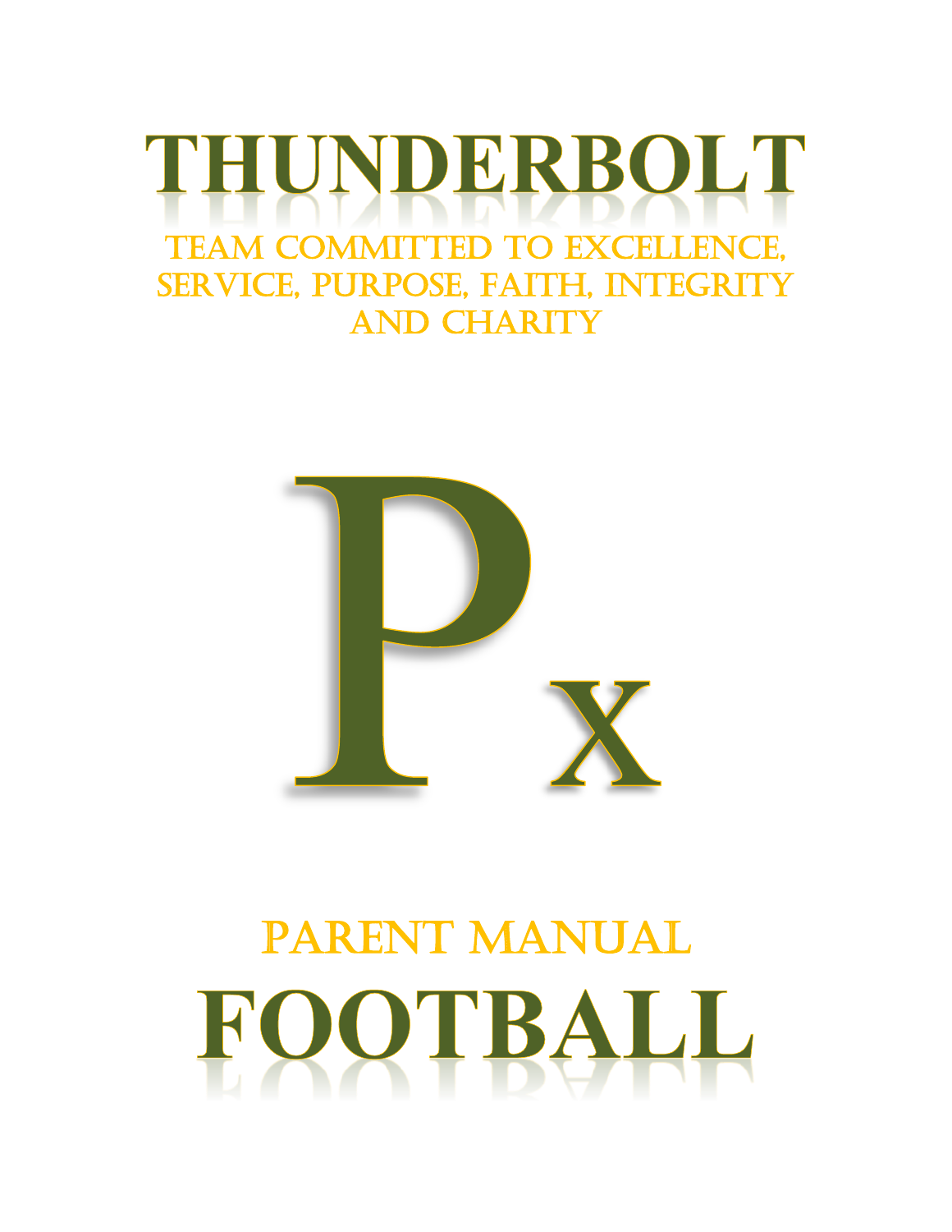# THUNDERBOLT

## TEAM COMMITTED TO EXCELLENCE, SERVICE, PURPOSE, FAITH, INTEGRITY AND CHARITY

# Px

## PARENT MANUAL

# FOOTBALL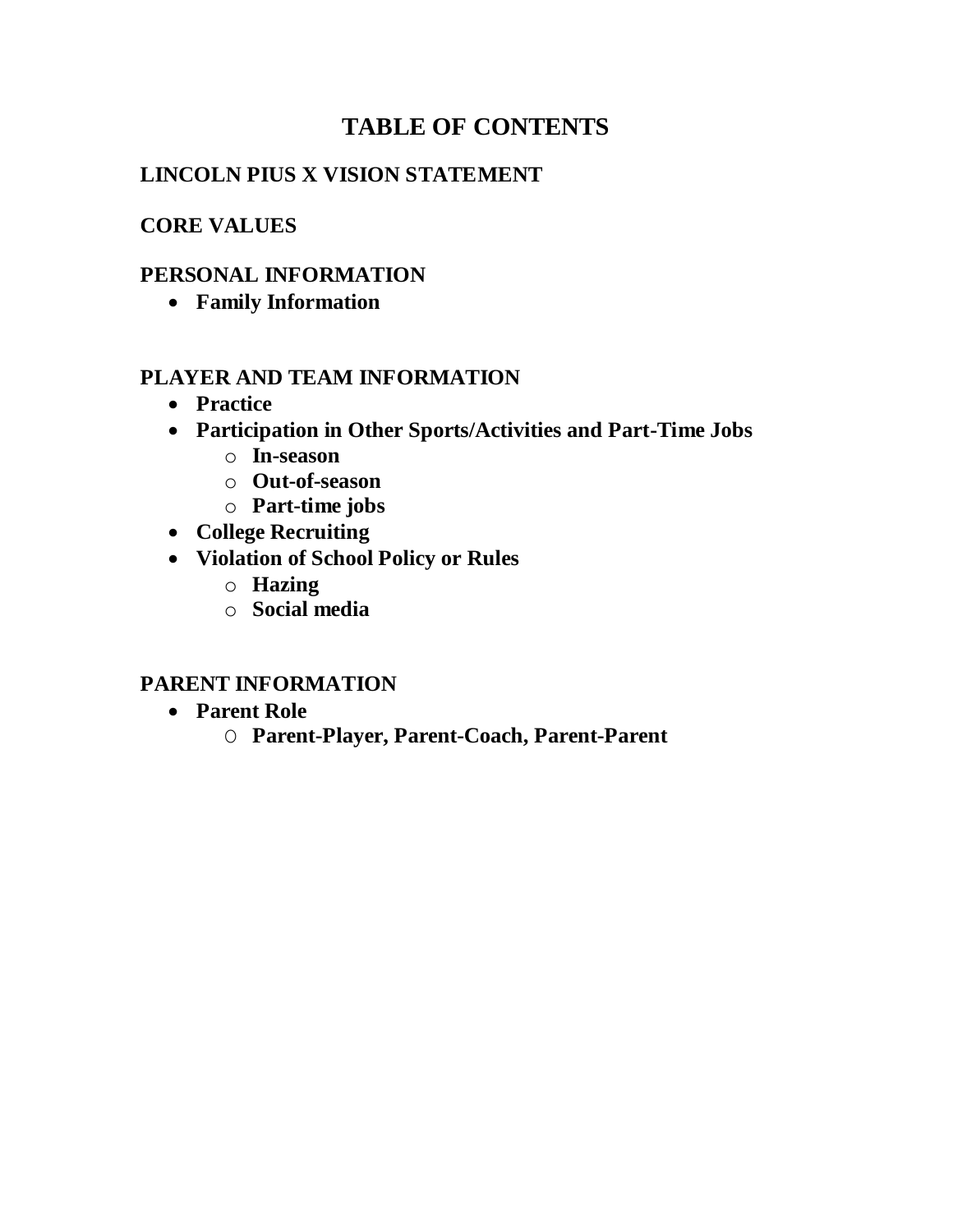# TABLE OF CONTENTS

## LINCOLN PIUS X VISION STATEMENT

## CORE VALUES

## PERSONAL INFORMATION

- **Family Information**

## PLAYER AND TEAM INFORMATION

- **Practice**
- **Participation in Other Sports/Activities and Part-Time Jobs**
  - **In-season**
  - **Out-of-season**
  - **Part-time jobs**
- **College Recruiting**
- **Violation of School Policy or Rules**
  - **Hazing**
  - **Social media**

## PARENT INFORMATION

- **Parent Role**
  - **Parent-Player, Parent-Coach, Parent-Parent**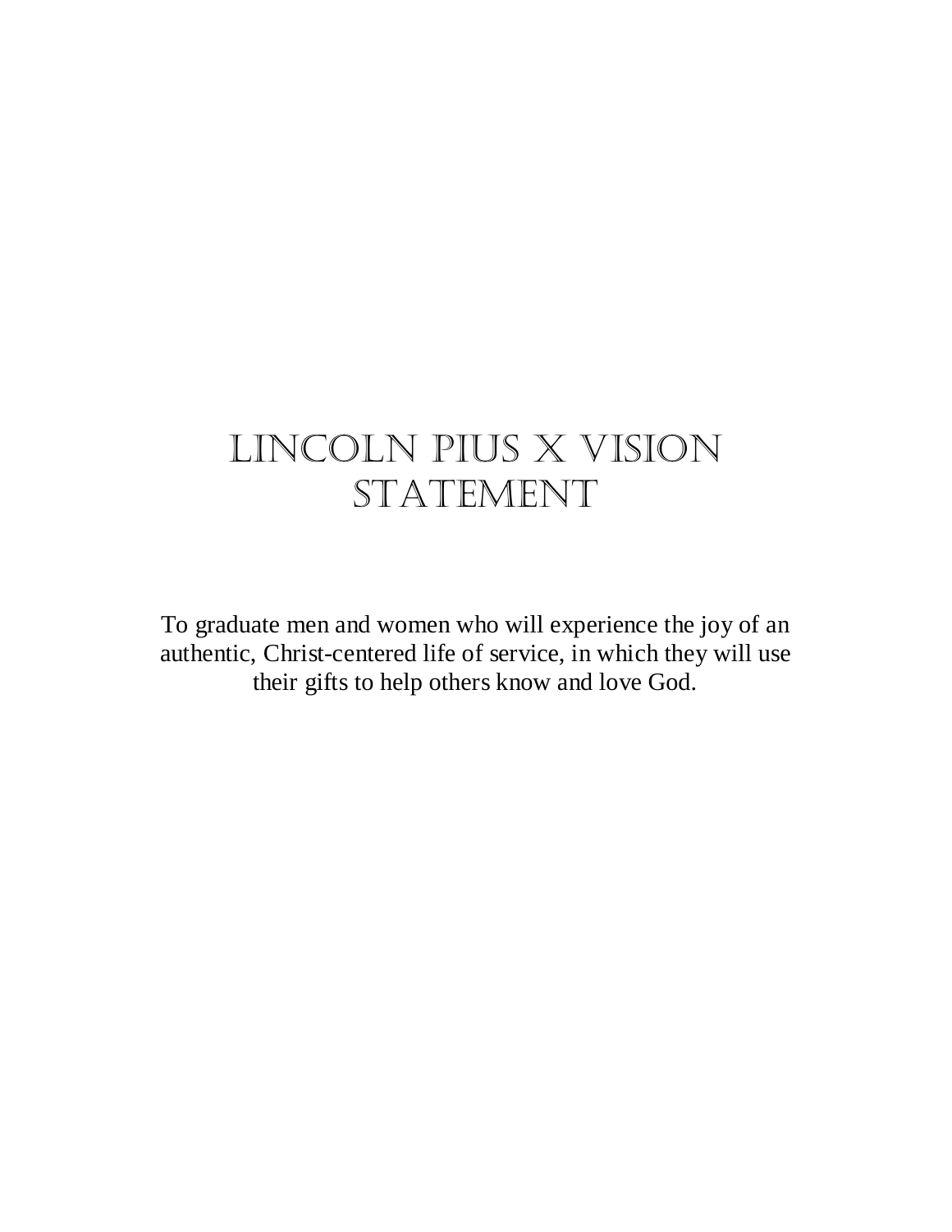# Lincoln Pius X Vision Statement

To graduate men and women who will experience the joy of an authentic, Christ-centered life of service, in which they will use their gifts to help others know and love God.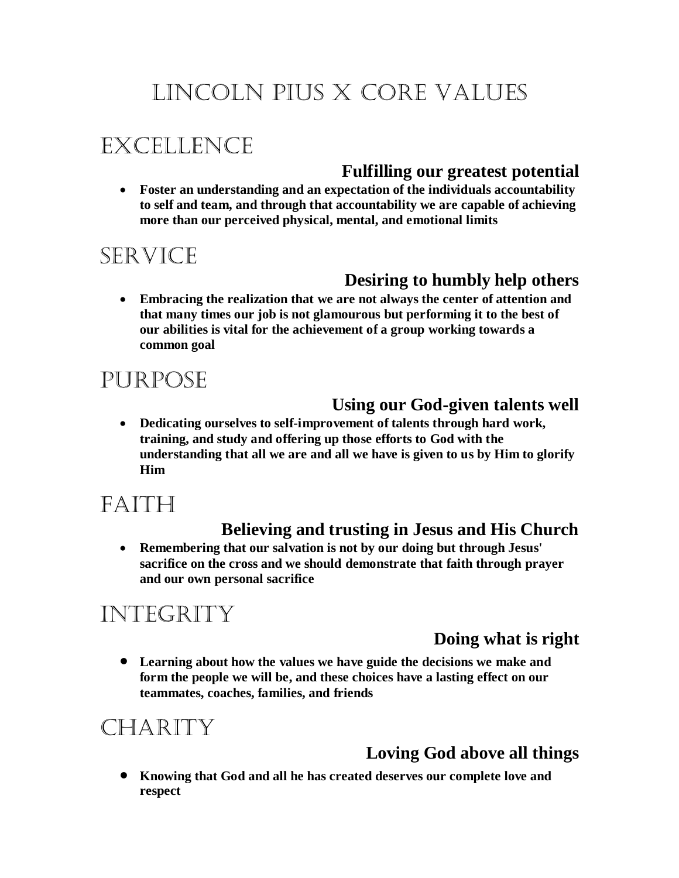# Lincoln Pius X Core Values

## Excellence

**Fulfilling our greatest potential**

- **Foster an understanding and an expectation of the individuals accountability to self and team, and through that accountability we are capable of achieving more than our perceived physical, mental, and emotional limits**

## Service

**Desiring to humbly help others**

- **Embracing the realization that we are not always the center of attention and that many times our job is not glamourous but performing it to the best of our abilities is vital for the achievement of a group working towards a common goal**

## Purpose

**Using our God-given talents well**

- **Dedicating ourselves to self-improvement of talents through hard work, training, and study and offering up those efforts to God with the understanding that all we are and all we have is given to us by Him to glorify Him**

## Faith

**Believing and trusting in Jesus and His Church**

- **Remembering that our salvation is not by our doing but through Jesus' sacrifice on the cross and we should demonstrate that faith through prayer and our own personal sacrifice**

## Integrity

**Doing what is right**

- **Learning about how the values we have guide the decisions we make and form the people we will be, and these choices have a lasting effect on our teammates, coaches, families, and friends**

## Charity

**Loving God above all things**

- **Knowing that God and all he has created deserves our complete love and respect**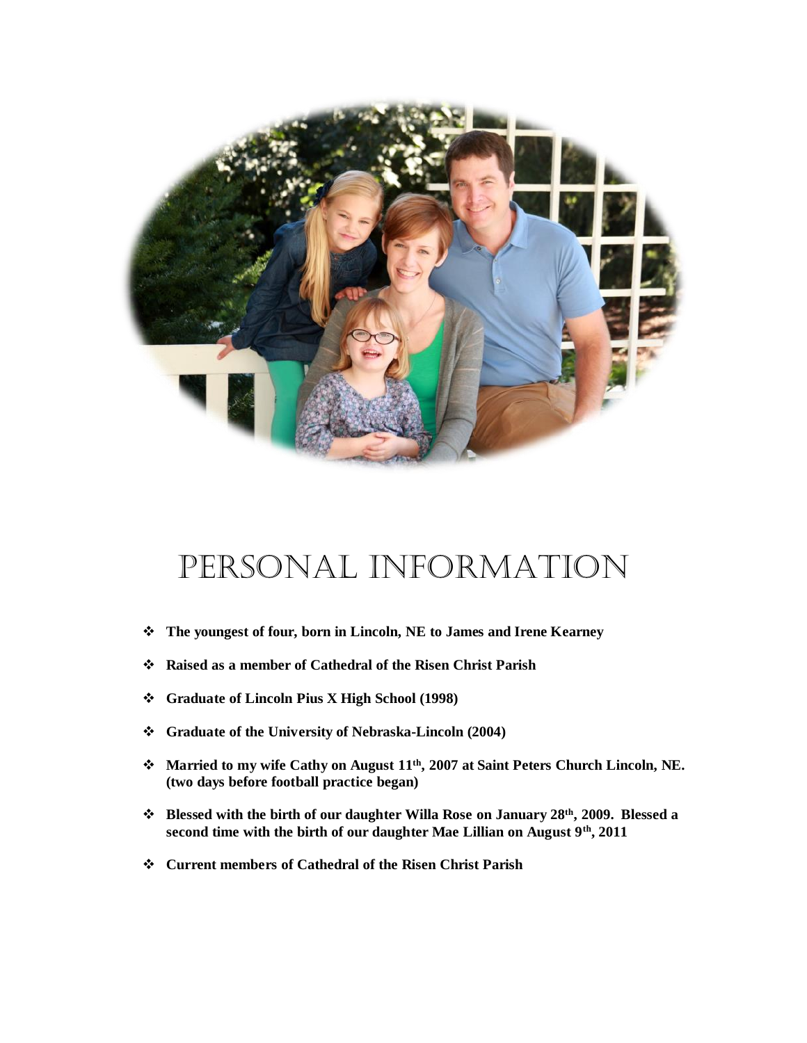# PERSONAL INFORMATION

- The youngest of four, born in Lincoln, NE to James and Irene Kearney
- Raised as a member of Cathedral of the Risen Christ Parish
- Graduate of Lincoln Pius X High School (1998)
- Graduate of the University of Nebraska-Lincoln (2004)
- Married to my wife Cathy on August 11th, 2007 at Saint Peters Church Lincoln, NE. (two days before football practice began)
- Blessed with the birth of our daughter Willa Rose on January 28th, 2009. Blessed a second time with the birth of our daughter Mae Lillian on August 9th, 2011
- Current members of Cathedral of the Risen Christ Parish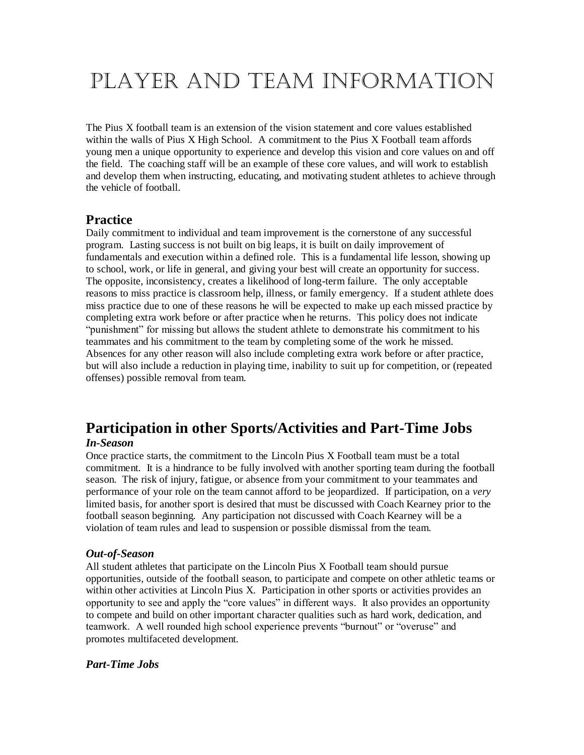# Player and Team Information

The Pius X football team is an extension of the vision statement and core values established within the walls of Pius X High School. A commitment to the Pius X Football team affords young men a unique opportunity to experience and develop this vision and core values on and off the field. The coaching staff will be an example of these core values, and will work to establish and develop them when instructing, educating, and motivating student athletes to achieve through the vehicle of football.

## Practice

Daily commitment to individual and team improvement is the cornerstone of any successful program. Lasting success is not built on big leaps, it is built on daily improvement of fundamentals and execution within a defined role. This is a fundamental life lesson, showing up to school, work, or life in general, and giving your best will create an opportunity for success. The opposite, inconsistency, creates a likelihood of long-term failure. The only acceptable reasons to miss practice is classroom help, illness, or family emergency. If a student athlete does miss practice due to one of these reasons he will be expected to make up each missed practice by completing extra work before or after practice when he returns. This policy does not indicate "punishment" for missing but allows the student athlete to demonstrate his commitment to his teammates and his commitment to the team by completing some of the work he missed. Absences for any other reason will also include completing extra work before or after practice, but will also include a reduction in playing time, inability to suit up for competition, or (repeated offenses) possible removal from team.

## Participation in other Sports/Activities and Part-Time Jobs

### *In-Season*

Once practice starts, the commitment to the Lincoln Pius X Football team must be a total commitment. It is a hindrance to be fully involved with another sporting team during the football season. The risk of injury, fatigue, or absence from your commitment to your teammates and performance of your role on the team cannot afford to be jeopardized. If participation, on a *very* limited basis, for another sport is desired that must be discussed with Coach Kearney prior to the football season beginning. Any participation not discussed with Coach Kearney will be a violation of team rules and lead to suspension or possible dismissal from the team.

### *Out-of-Season*

All student athletes that participate on the Lincoln Pius X Football team should pursue opportunities, outside of the football season, to participate and compete on other athletic teams or within other activities at Lincoln Pius X. Participation in other sports or activities provides an opportunity to see and apply the "core values" in different ways. It also provides an opportunity to compete and build on other important character qualities such as hard work, dedication, and teamwork. A well rounded high school experience prevents "burnout" or "overuse" and promotes multifaceted development.

### *Part-Time Jobs*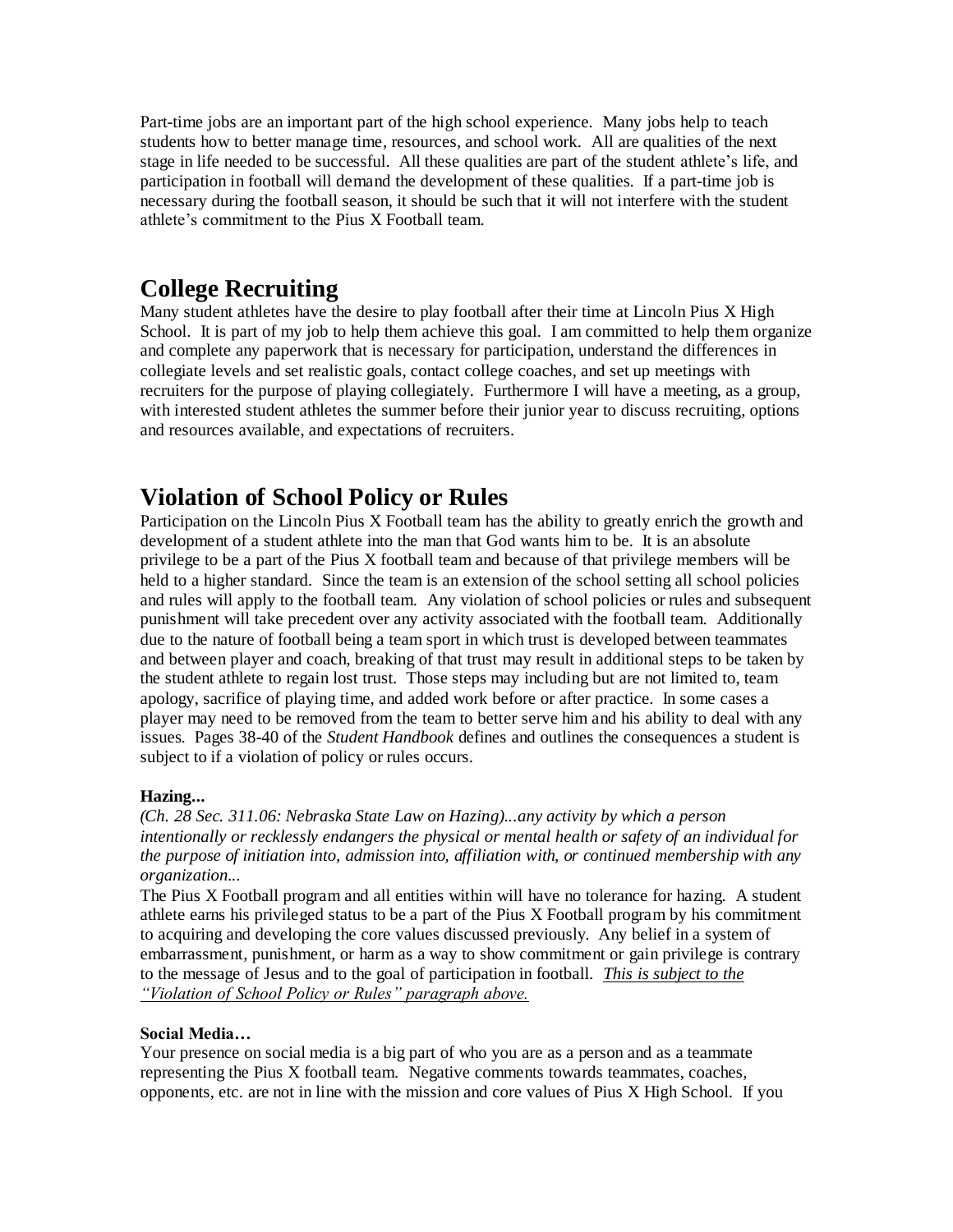Part-time jobs are an important part of the high school experience. Many jobs help to teach students how to better manage time, resources, and school work. All are qualities of the next stage in life needed to be successful. All these qualities are part of the student athlete's life, and participation in football will demand the development of these qualities. If a part-time job is necessary during the football season, it should be such that it will not interfere with the student athlete's commitment to the Pius X Football team.

## College Recruiting

Many student athletes have the desire to play football after their time at Lincoln Pius X High School. It is part of my job to help them achieve this goal. I am committed to help them organize and complete any paperwork that is necessary for participation, understand the differences in collegiate levels and set realistic goals, contact college coaches, and set up meetings with recruiters for the purpose of playing collegiately. Furthermore I will have a meeting, as a group, with interested student athletes the summer before their junior year to discuss recruiting, options and resources available, and expectations of recruiters.

## Violation of School Policy or Rules

Participation on the Lincoln Pius X Football team has the ability to greatly enrich the growth and development of a student athlete into the man that God wants him to be. It is an absolute privilege to be a part of the Pius X football team and because of that privilege members will be held to a higher standard. Since the team is an extension of the school setting all school policies and rules will apply to the football team. Any violation of school policies or rules and subsequent punishment will take precedent over any activity associated with the football team. Additionally due to the nature of football being a team sport in which trust is developed between teammates and between player and coach, breaking of that trust may result in additional steps to be taken by the student athlete to regain lost trust. Those steps may including but are not limited to, team apology, sacrifice of playing time, and added work before or after practice. In some cases a player may need to be removed from the team to better serve him and his ability to deal with any issues. Pages 38-40 of the *Student Handbook* defines and outlines the consequences a student is subject to if a violation of policy or rules occurs.

**Hazing...**

*(Ch. 28 Sec. 311.06: Nebraska State Law on Hazing)...any activity by which a person intentionally or recklessly endangers the physical or mental health or safety of an individual for the purpose of initiation into, admission into, affiliation with, or continued membership with any organization...*

The Pius X Football program and all entities within will have no tolerance for hazing. A student athlete earns his privileged status to be a part of the Pius X Football program by his commitment to acquiring and developing the core values discussed previously. Any belief in a system of embarrassment, punishment, or harm as a way to show commitment or gain privilege is contrary to the message of Jesus and to the goal of participation in football. *<u>This is subject to the "Violation of School Policy or Rules" paragraph above.</u>*

**Social Media…**

Your presence on social media is a big part of who you are as a person and as a teammate representing the Pius X football team. Negative comments towards teammates, coaches, opponents, etc. are not in line with the mission and core values of Pius X High School. If you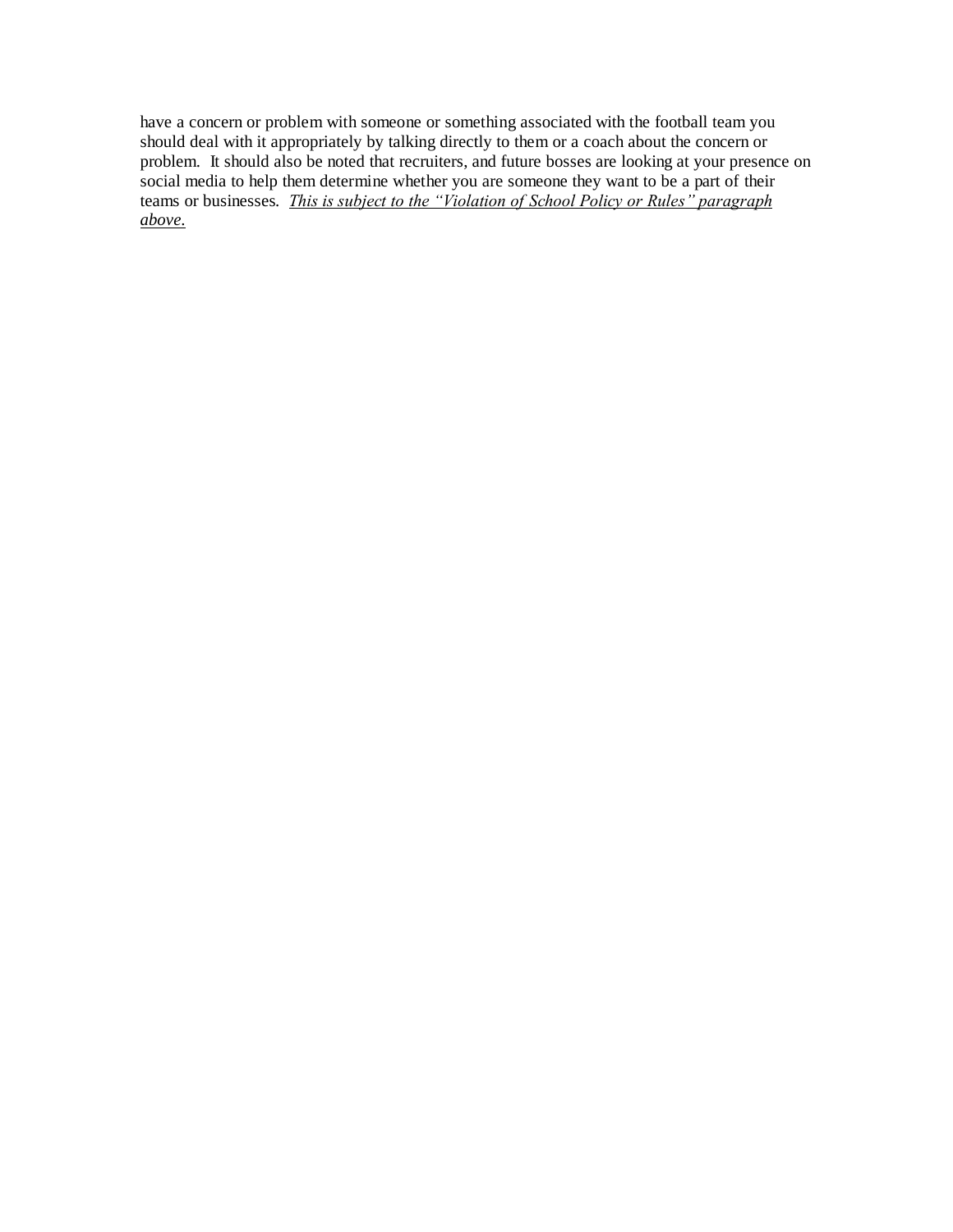have a concern or problem with someone or something associated with the football team you should deal with it appropriately by talking directly to them or a coach about the concern or problem. It should also be noted that recruiters, and future bosses are looking at your presence on social media to help them determine whether you are someone they want to be a part of their teams or businesses. <u>*This is subject to the "Violation of School Policy or Rules" paragraph above.*</u>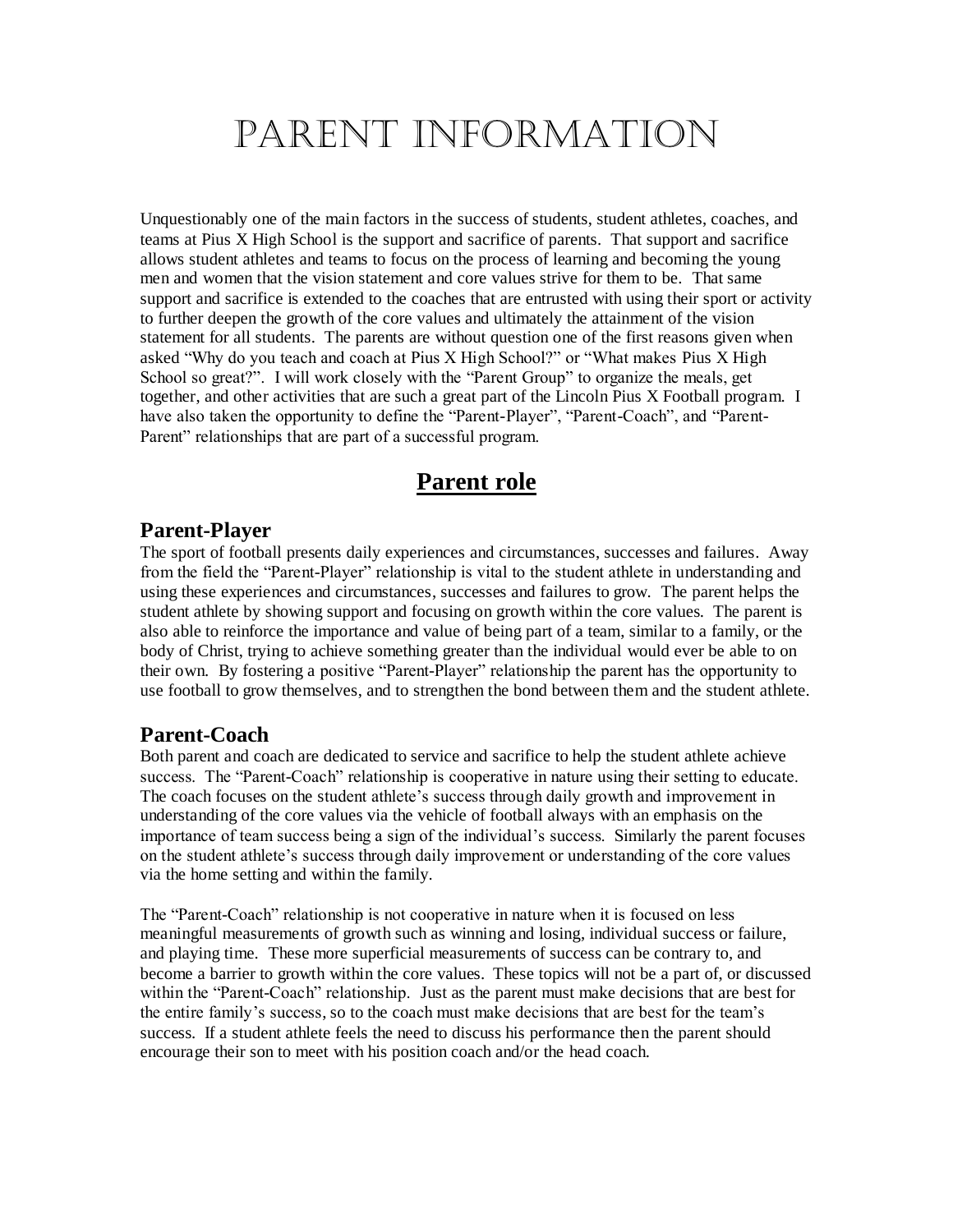# PARENT INFORMATION

Unquestionably one of the main factors in the success of students, student athletes, coaches, and teams at Pius X High School is the support and sacrifice of parents. That support and sacrifice allows student athletes and teams to focus on the process of learning and becoming the young men and women that the vision statement and core values strive for them to be. That same support and sacrifice is extended to the coaches that are entrusted with using their sport or activity to further deepen the growth of the core values and ultimately the attainment of the vision statement for all students. The parents are without question one of the first reasons given when asked "Why do you teach and coach at Pius X High School?" or "What makes Pius X High School so great?". I will work closely with the "Parent Group" to organize the meals, get together, and other activities that are such a great part of the Lincoln Pius X Football program. I have also taken the opportunity to define the "Parent-Player", "Parent-Coach", and "Parent-Parent" relationships that are part of a successful program.

## Parent role

### Parent-Player

The sport of football presents daily experiences and circumstances, successes and failures. Away from the field the "Parent-Player" relationship is vital to the student athlete in understanding and using these experiences and circumstances, successes and failures to grow. The parent helps the student athlete by showing support and focusing on growth within the core values. The parent is also able to reinforce the importance and value of being part of a team, similar to a family, or the body of Christ, trying to achieve something greater than the individual would ever be able to on their own. By fostering a positive "Parent-Player" relationship the parent has the opportunity to use football to grow themselves, and to strengthen the bond between them and the student athlete.

### Parent-Coach

Both parent and coach are dedicated to service and sacrifice to help the student athlete achieve success. The "Parent-Coach" relationship is cooperative in nature using their setting to educate. The coach focuses on the student athlete's success through daily growth and improvement in understanding of the core values via the vehicle of football always with an emphasis on the importance of team success being a sign of the individual's success. Similarly the parent focuses on the student athlete's success through daily improvement or understanding of the core values via the home setting and within the family.

The "Parent-Coach" relationship is not cooperative in nature when it is focused on less meaningful measurements of growth such as winning and losing, individual success or failure, and playing time. These more superficial measurements of success can be contrary to, and become a barrier to growth within the core values. These topics will not be a part of, or discussed within the "Parent-Coach" relationship. Just as the parent must make decisions that are best for the entire family's success, so to the coach must make decisions that are best for the team's success. If a student athlete feels the need to discuss his performance then the parent should encourage their son to meet with his position coach and/or the head coach.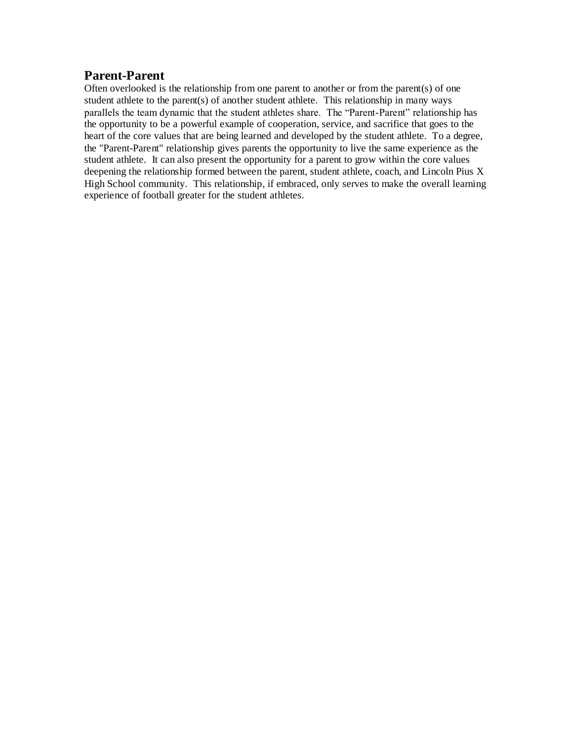## Parent-Parent

Often overlooked is the relationship from one parent to another or from the parent(s) of one student athlete to the parent(s) of another student athlete. This relationship in many ways parallels the team dynamic that the student athletes share. The "Parent-Parent" relationship has the opportunity to be a powerful example of cooperation, service, and sacrifice that goes to the heart of the core values that are being learned and developed by the student athlete. To a degree, the "Parent-Parent" relationship gives parents the opportunity to live the same experience as the student athlete. It can also present the opportunity for a parent to grow within the core values deepening the relationship formed between the parent, student athlete, coach, and Lincoln Pius X High School community. This relationship, if embraced, only serves to make the overall learning experience of football greater for the student athletes.